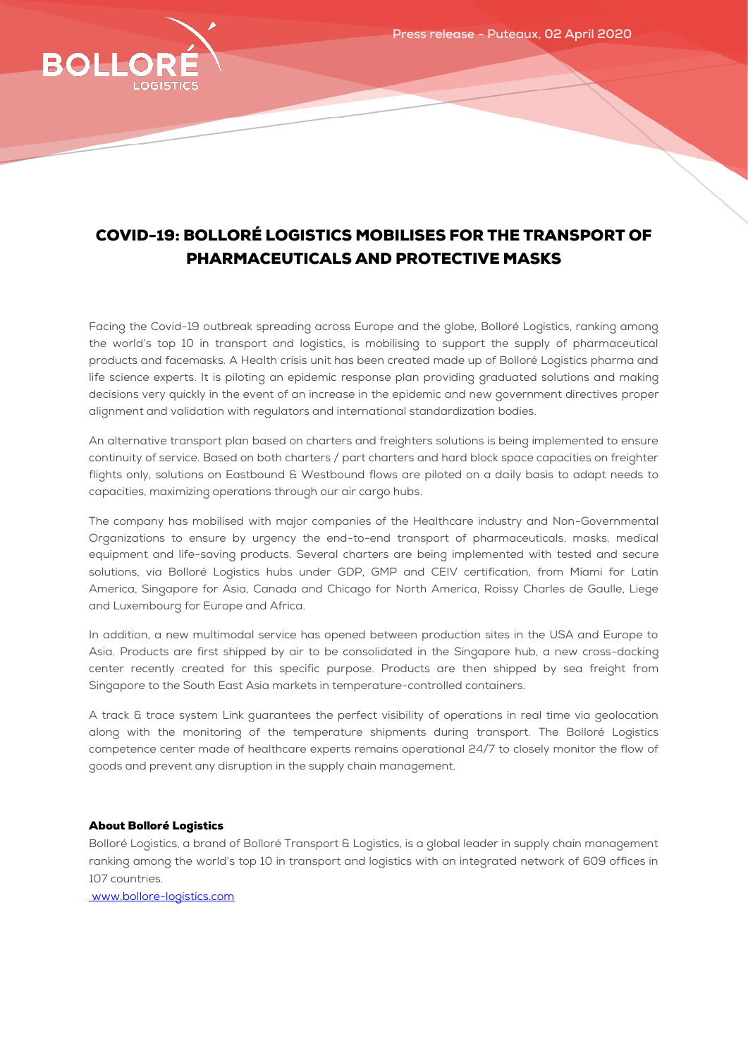Press release - Puteaux, 02 April 2020

# COVID-19: BOLLORÉ LOGISTICS MOBILISES FOR THE TRANSPORT OF PHARMACEUTICALS AND PROTECTIVE MASKS

Facing the Covid-19 outbreak spreading across Europe and the globe, Bolloré Logistics, ranking among the world's top 10 in transport and logistics, is mobilising to support the supply of pharmaceutical products and facemasks. A Health crisis unit has been created made up of Bolloré Logistics pharma and life science experts. It is piloting an epidemic response plan providing graduated solutions and making decisions very quickly in the event of an increase in the epidemic and new government directives proper alignment and validation with regulators and international standardization bodies.

An alternative transport plan based on charters and freighters solutions is being implemented to ensure continuity of service. Based on both charters / part charters and hard block space capacities on freighter flights only, solutions on Eastbound & Westbound flows are piloted on a daily basis to adapt needs to capacities, maximizing operations through our air cargo hubs.

The company has mobilised with major companies of the Healthcare industry and Non-Governmental Organizations to ensure by urgency the end-to-end transport of pharmaceuticals, masks, medical equipment and life-saving products. Several charters are being implemented with tested and secure solutions, via Bolloré Logistics hubs under GDP, GMP and CEIV certification, from Miami for Latin America, Singapore for Asia, Canada and Chicago for North America, Roissy Charles de Gaulle, Liege and Luxembourg for Europe and Africa.

In addition, a new multimodal service has opened between production sites in the USA and Europe to Asia. Products are first shipped by air to be consolidated in the Singapore hub, a new cross-docking center recently created for this specific purpose. Products are then shipped by sea freight from Singapore to the South East Asia markets in temperature-controlled containers.

A track & trace system Link guarantees the perfect visibility of operations in real time via geolocation along with the monitoring of the temperature shipments during transport. The Bolloré Logistics competence center made of healthcare experts remains operational 24/7 to closely monitor the flow of goods and prevent any disruption in the supply chain management.

**About Bolloré Logistics**

Bolloré Logistics, a brand of Bolloré Transport & Logistics, is a global leader in supply chain management ranking among the world's top 10 in transport and logistics with an integrated network of 609 offices in 107 countries.

www.bollore-logistics.com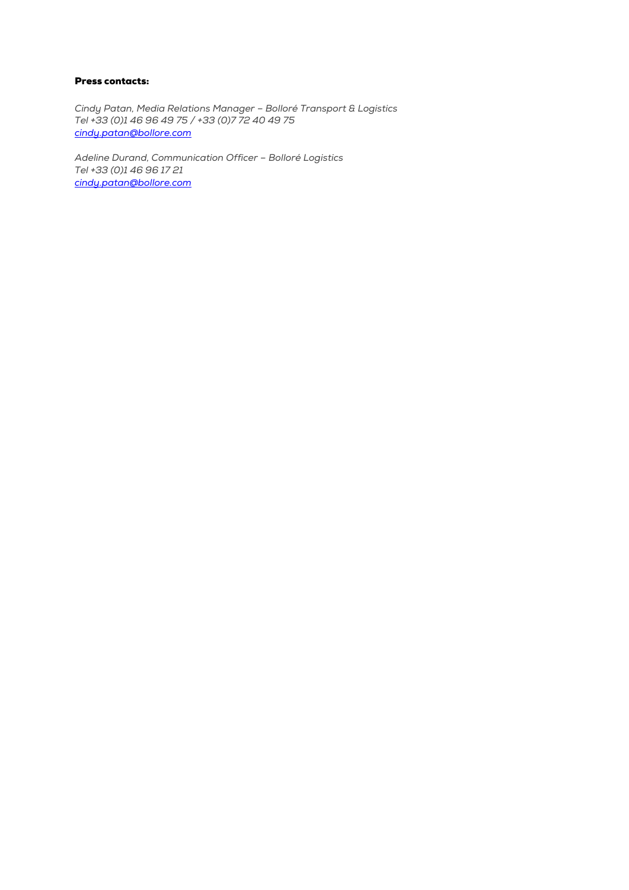**Press contacts:**

*Cindy Patan, Media Relations Manager – Bolloré Transport & Logistics*
*Tel +33 (0)1 46 96 49 75 / +33 (0)7 72 40 49 75*
*cindy.patan@bollore.com*

*Adeline Durand, Communication Officer – Bolloré Logistics*
*Tel +33 (0)1 46 96 17 21*
*cindy.patan@bollore.com*